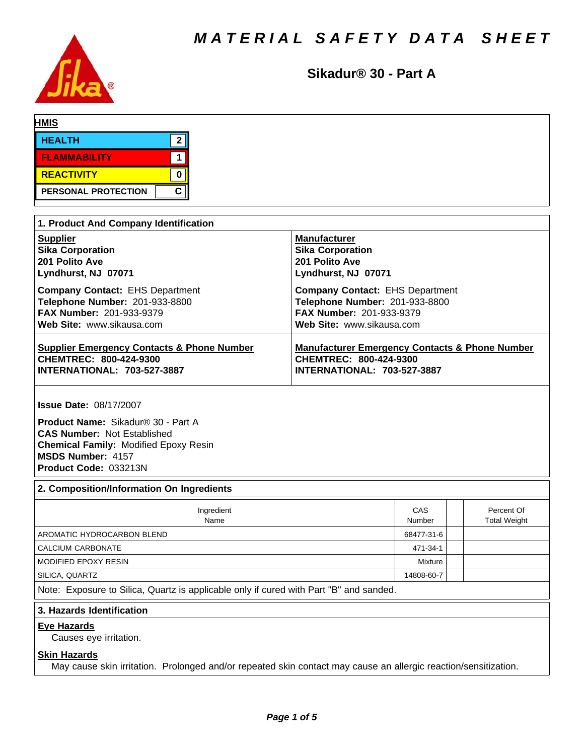# MATERIAL SAFETY DATA SHEET

## Sikadur® 30 - Part A

**HMIS**

| | |
|---|---|
| HEALTH | 2 |
| FLAMMABILITY | 1 |
| REACTIVITY | 0 |
| PERSONAL PROTECTION | C |

## 1. Product And Company Identification

**Supplier**
**Sika Corporation**
**201 Polito Ave**
**Lyndhurst, NJ 07071**

**Company Contact:** EHS Department
**Telephone Number:** 201-933-8800
**FAX Number:** 201-933-9379
**Web Site:** www.sikausa.com

**Manufacturer**
**Sika Corporation**
**201 Polito Ave**
**Lyndhurst, NJ 07071**

**Company Contact:** EHS Department
**Telephone Number:** 201-933-8800
**FAX Number:** 201-933-9379
**Web Site:** www.sikausa.com

**Supplier Emergency Contacts & Phone Number**
**CHEMTREC: 800-424-9300**
**INTERNATIONAL: 703-527-3887**

**Manufacturer Emergency Contacts & Phone Number**
**CHEMTREC: 800-424-9300**
**INTERNATIONAL: 703-527-3887**

**Issue Date:** 08/17/2007

**Product Name:** Sikadur® 30 - Part A
**CAS Number:** Not Established
**Chemical Family:** Modified Epoxy Resin
**MSDS Number:** 4157
**Product Code:** 033213N

## 2. Composition/Information On Ingredients

| Ingredient Name | CAS Number | | Percent Of Total Weight |
|---|---|---|---|
| AROMATIC HYDROCARBON BLEND | 68477-31-6 | | |
| CALCIUM CARBONATE | 471-34-1 | | |
| MODIFIED EPOXY RESIN | Mixture | | |
| SILICA, QUARTZ | 14808-60-7 | | |

Note: Exposure to Silica, Quartz is applicable only if cured with Part "B" and sanded.

## 3. Hazards Identification

**Eye Hazards**

Causes eye irritation.

**Skin Hazards**

May cause skin irritation. Prolonged and/or repeated skin contact may cause an allergic reaction/sensitization.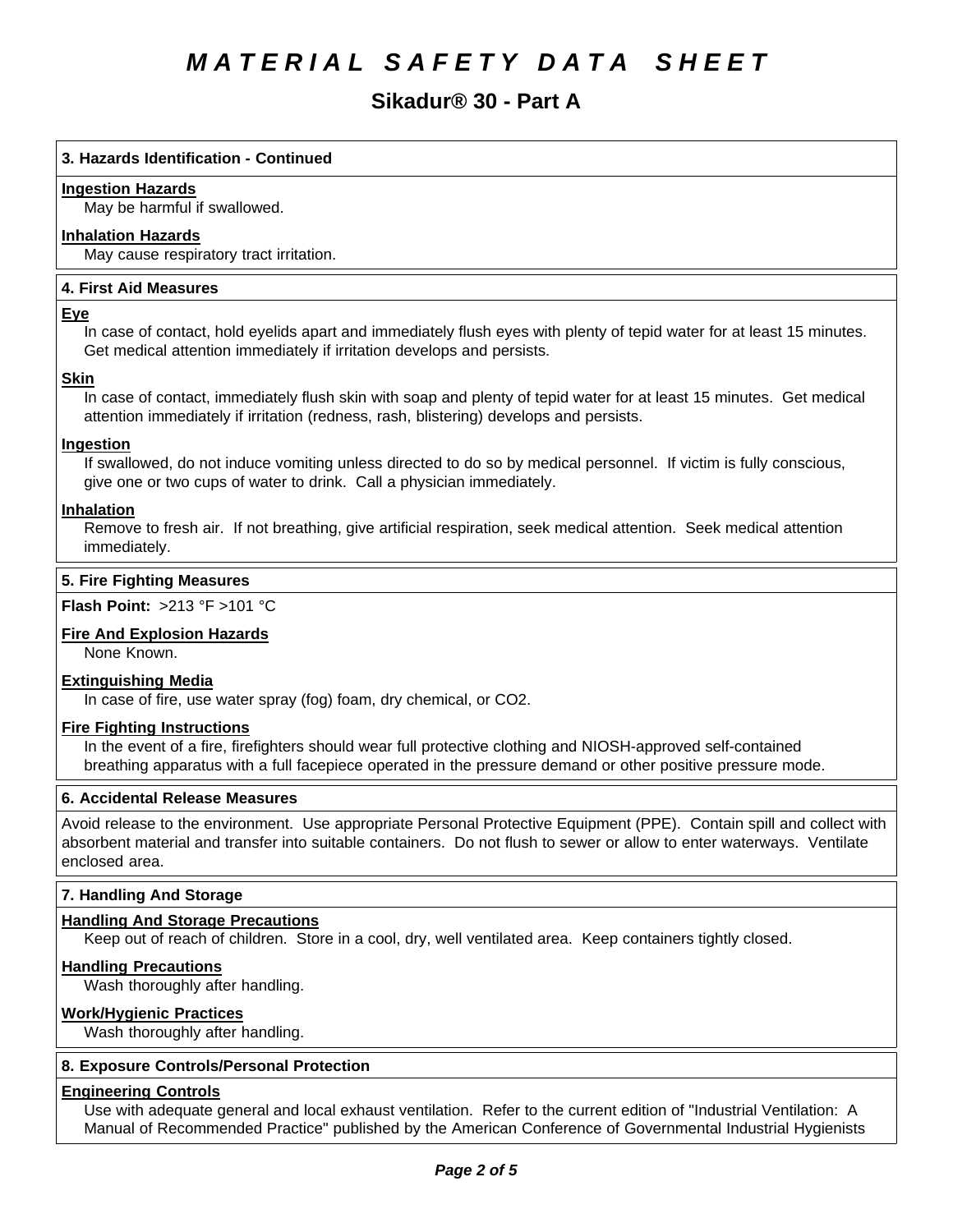# MATERIAL SAFETY DATA SHEET

## Sikadur® 30 - Part A

### 3. Hazards Identification - Continued

**Ingestion Hazards**

May be harmful if swallowed.

**Inhalation Hazards**

May cause respiratory tract irritation.

### 4. First Aid Measures

**Eye**

In case of contact, hold eyelids apart and immediately flush eyes with plenty of tepid water for at least 15 minutes. Get medical attention immediately if irritation develops and persists.

**Skin**

In case of contact, immediately flush skin with soap and plenty of tepid water for at least 15 minutes. Get medical attention immediately if irritation (redness, rash, blistering) develops and persists.

**Ingestion**

If swallowed, do not induce vomiting unless directed to do so by medical personnel. If victim is fully conscious, give one or two cups of water to drink. Call a physician immediately.

**Inhalation**

Remove to fresh air. If not breathing, give artificial respiration, seek medical attention. Seek medical attention immediately.

### 5. Fire Fighting Measures

**Flash Point:** >213 °F >101 °C

**Fire And Explosion Hazards**

None Known.

**Extinguishing Media**

In case of fire, use water spray (fog) foam, dry chemical, or CO2.

**Fire Fighting Instructions**

In the event of a fire, firefighters should wear full protective clothing and NIOSH-approved self-contained breathing apparatus with a full facepiece operated in the pressure demand or other positive pressure mode.

### 6. Accidental Release Measures

Avoid release to the environment. Use appropriate Personal Protective Equipment (PPE). Contain spill and collect with absorbent material and transfer into suitable containers. Do not flush to sewer or allow to enter waterways. Ventilate enclosed area.

### 7. Handling And Storage

**Handling And Storage Precautions**

Keep out of reach of children. Store in a cool, dry, well ventilated area. Keep containers tightly closed.

**Handling Precautions**

Wash thoroughly after handling.

**Work/Hygienic Practices**

Wash thoroughly after handling.

### 8. Exposure Controls/Personal Protection

**Engineering Controls**

Use with adequate general and local exhaust ventilation. Refer to the current edition of "Industrial Ventilation: A Manual of Recommended Practice" published by the American Conference of Governmental Industrial Hygienists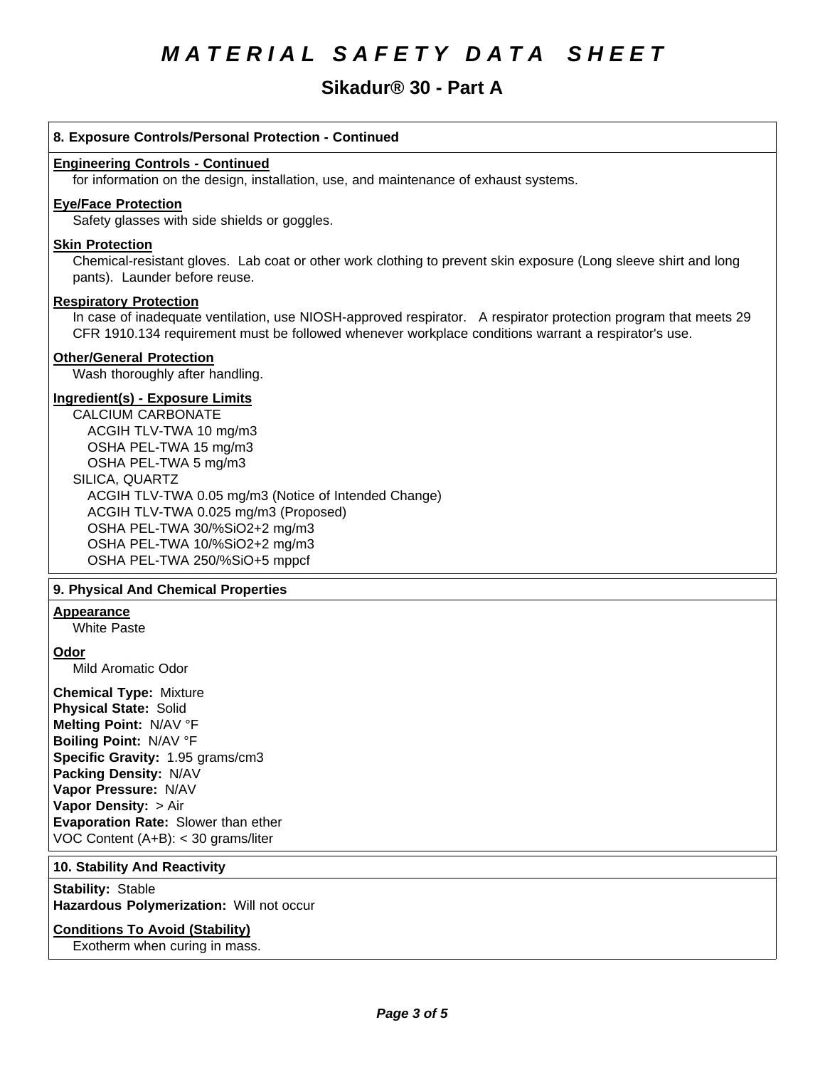# MATERIAL SAFETY DATA SHEET

## Sikadur® 30 - Part A

### 8. Exposure Controls/Personal Protection - Continued

**Engineering Controls - Continued**

for information on the design, installation, use, and maintenance of exhaust systems.

**Eye/Face Protection**

Safety glasses with side shields or goggles.

**Skin Protection**

Chemical-resistant gloves. Lab coat or other work clothing to prevent skin exposure (Long sleeve shirt and long pants). Launder before reuse.

**Respiratory Protection**

In case of inadequate ventilation, use NIOSH-approved respirator. A respirator protection program that meets 29 CFR 1910.134 requirement must be followed whenever workplace conditions warrant a respirator's use.

**Other/General Protection**

Wash thoroughly after handling.

**Ingredient(s) - Exposure Limits**

CALCIUM CARBONATE
- ACGIH TLV-TWA 10 mg/m3
- OSHA PEL-TWA 15 mg/m3
- OSHA PEL-TWA 5 mg/m3

SILICA, QUARTZ
- ACGIH TLV-TWA 0.05 mg/m3 (Notice of Intended Change)
- ACGIH TLV-TWA 0.025 mg/m3 (Proposed)
- OSHA PEL-TWA 30/%SiO2+2 mg/m3
- OSHA PEL-TWA 10/%SiO2+2 mg/m3
- OSHA PEL-TWA 250/%SiO+5 mppcf

### 9. Physical And Chemical Properties

**Appearance**

White Paste

**Odor**

Mild Aromatic Odor

**Chemical Type:** Mixture
**Physical State:** Solid
**Melting Point:** N/AV °F
**Boiling Point:** N/AV °F
**Specific Gravity:** 1.95 grams/cm3
**Packing Density:** N/AV
**Vapor Pressure:** N/AV
**Vapor Density:** > Air
**Evaporation Rate:** Slower than ether
VOC Content (A+B): < 30 grams/liter

### 10. Stability And Reactivity

**Stability:** Stable
**Hazardous Polymerization:** Will not occur

**Conditions To Avoid (Stability)**

Exotherm when curing in mass.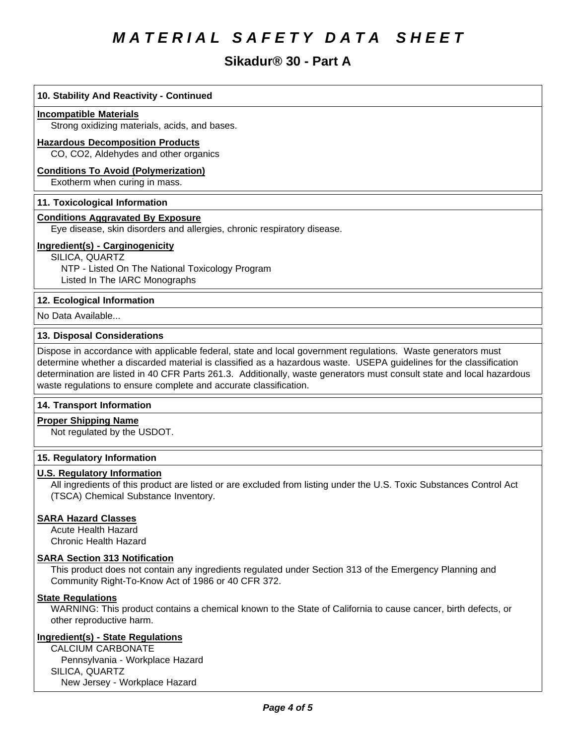# MATERIAL SAFETY DATA SHEET

## Sikadur® 30 - Part A

### 10. Stability And Reactivity - Continued

**Incompatible Materials**

Strong oxidizing materials, acids, and bases.

**Hazardous Decomposition Products**

CO, CO2, Aldehydes and other organics

**Conditions To Avoid (Polymerization)**

Exotherm when curing in mass.

### 11. Toxicological Information

**Conditions Aggravated By Exposure**

Eye disease, skin disorders and allergies, chronic respiratory disease.

**Ingredient(s) - Carginogenicity**

SILICA, QUARTZ

- NTP - Listed On The National Toxicology Program
- Listed In The IARC Monographs

### 12. Ecological Information

No Data Available...

### 13. Disposal Considerations

Dispose in accordance with applicable federal, state and local government regulations. Waste generators must determine whether a discarded material is classified as a hazardous waste. USEPA guidelines for the classification determination are listed in 40 CFR Parts 261.3. Additionally, waste generators must consult state and local hazardous waste regulations to ensure complete and accurate classification.

### 14. Transport Information

**Proper Shipping Name**

Not regulated by the USDOT.

### 15. Regulatory Information

**U.S. Regulatory Information**

All ingredients of this product are listed or are excluded from listing under the U.S. Toxic Substances Control Act (TSCA) Chemical Substance Inventory.

**SARA Hazard Classes**

Acute Health Hazard
Chronic Health Hazard

**SARA Section 313 Notification**

This product does not contain any ingredients regulated under Section 313 of the Emergency Planning and Community Right-To-Know Act of 1986 or 40 CFR 372.

**State Regulations**

WARNING: This product contains a chemical known to the State of California to cause cancer, birth defects, or other reproductive harm.

**Ingredient(s) - State Regulations**

CALCIUM CARBONATE

- Pennsylvania - Workplace Hazard

SILICA, QUARTZ

- New Jersey - Workplace Hazard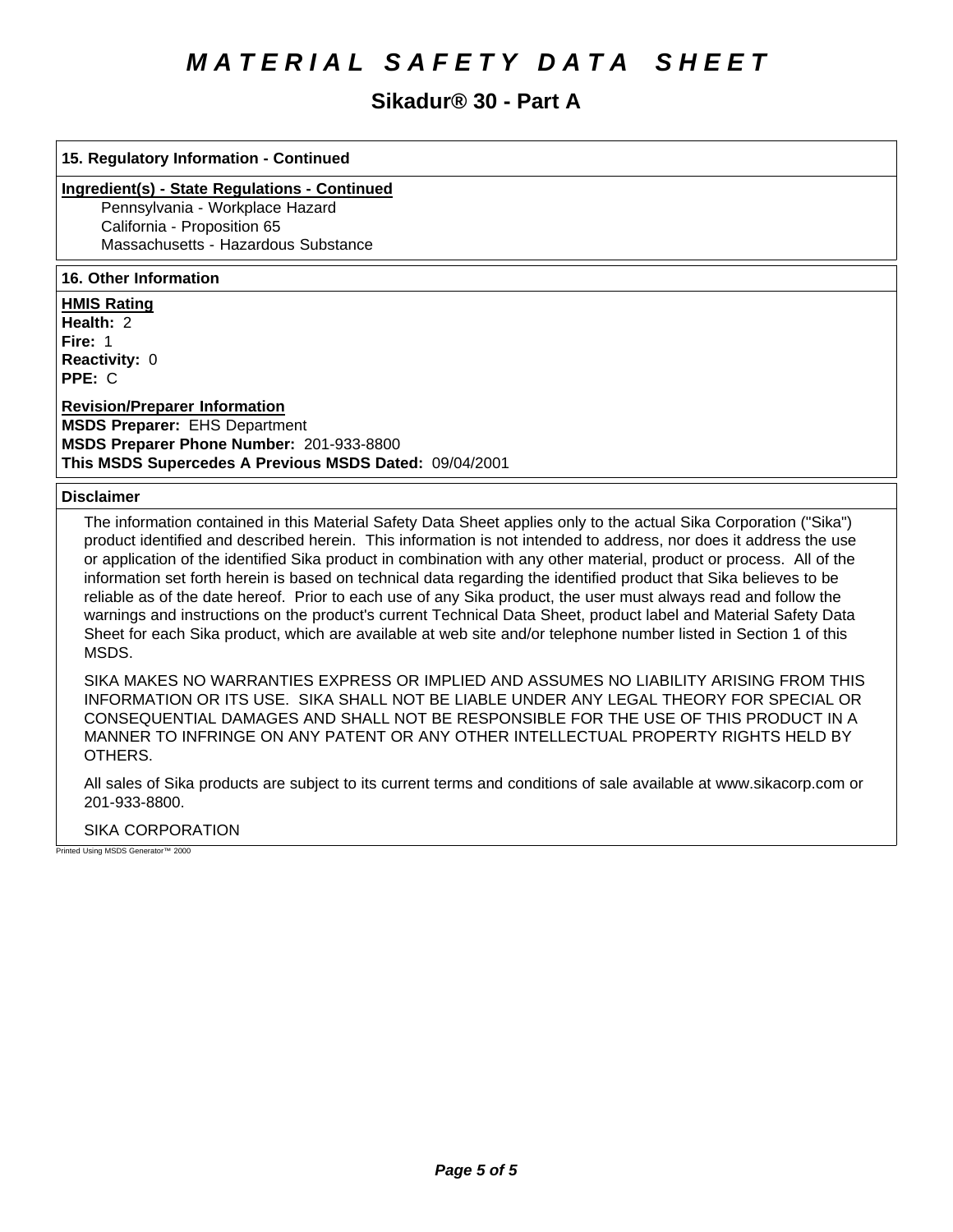### 15. Regulatory Information - Continued

**Ingredient(s) - State Regulations - Continued**

Pennsylvania - Workplace Hazard
California - Proposition 65
Massachusetts - Hazardous Substance

### 16. Other Information

**HMIS Rating**
**Health:** 2
**Fire:** 1
**Reactivity:** 0
**PPE:** C

**Revision/Preparer Information**
**MSDS Preparer:** EHS Department
**MSDS Preparer Phone Number:** 201-933-8800
**This MSDS Supercedes A Previous MSDS Dated:** 09/04/2001

### Disclaimer

The information contained in this Material Safety Data Sheet applies only to the actual Sika Corporation ("Sika") product identified and described herein. This information is not intended to address, nor does it address the use or application of the identified Sika product in combination with any other material, product or process. All of the information set forth herein is based on technical data regarding the identified product that Sika believes to be reliable as of the date hereof. Prior to each use of any Sika product, the user must always read and follow the warnings and instructions on the product's current Technical Data Sheet, product label and Material Safety Data Sheet for each Sika product, which are available at web site and/or telephone number listed in Section 1 of this MSDS.

SIKA MAKES NO WARRANTIES EXPRESS OR IMPLIED AND ASSUMES NO LIABILITY ARISING FROM THIS INFORMATION OR ITS USE. SIKA SHALL NOT BE LIABLE UNDER ANY LEGAL THEORY FOR SPECIAL OR CONSEQUENTIAL DAMAGES AND SHALL NOT BE RESPONSIBLE FOR THE USE OF THIS PRODUCT IN A MANNER TO INFRINGE ON ANY PATENT OR ANY OTHER INTELLECTUAL PROPERTY RIGHTS HELD BY OTHERS.

All sales of Sika products are subject to its current terms and conditions of sale available at www.sikacorp.com or 201-933-8800.

SIKA CORPORATION

Printed Using MSDS Generator™ 2000